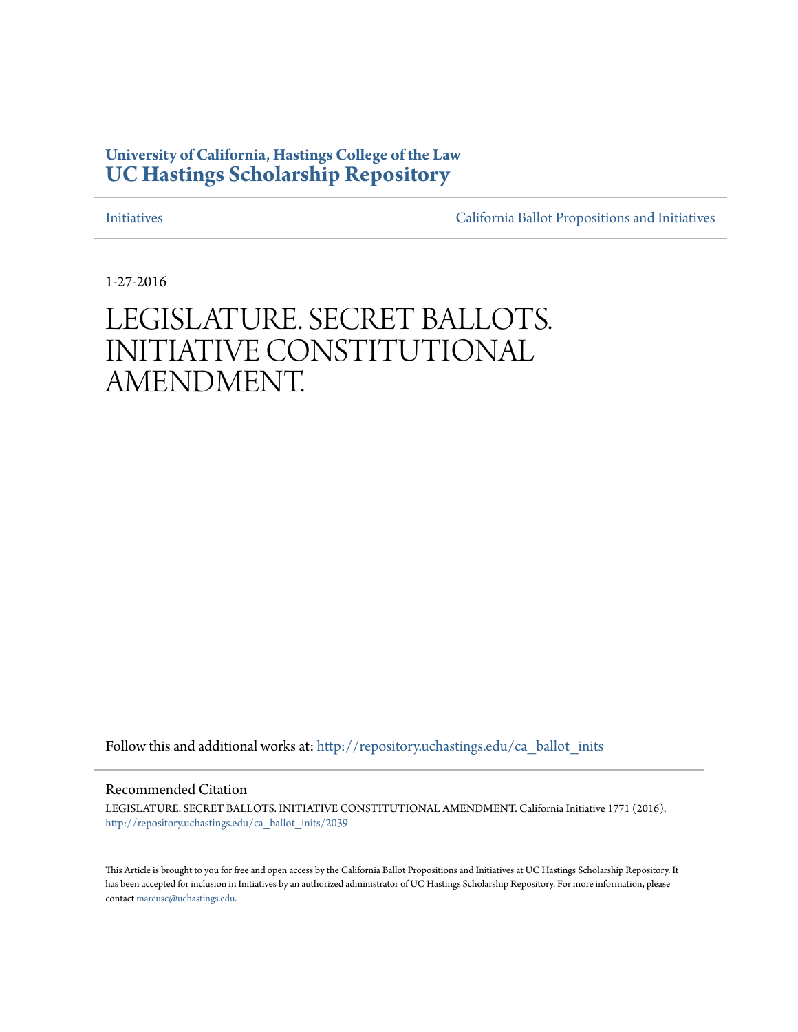**University of California, Hastings College of the Law**
**UC Hastings Scholarship Repository**

Initiatives | California Ballot Propositions and Initiatives

1-27-2016

# LEGISLATURE. SECRET BALLOTS. INITIATIVE CONSTITUTIONAL AMENDMENT.

Follow this and additional works at: http://repository.uchastings.edu/ca_ballot_inits

## Recommended Citation

LEGISLATURE. SECRET BALLOTS. INITIATIVE CONSTITUTIONAL AMENDMENT. California Initiative 1771 (2016).
http://repository.uchastings.edu/ca_ballot_inits/2039

This Article is brought to you for free and open access by the California Ballot Propositions and Initiatives at UC Hastings Scholarship Repository. It has been accepted for inclusion in Initiatives by an authorized administrator of UC Hastings Scholarship Repository. For more information, please contact marcusc@uchastings.edu.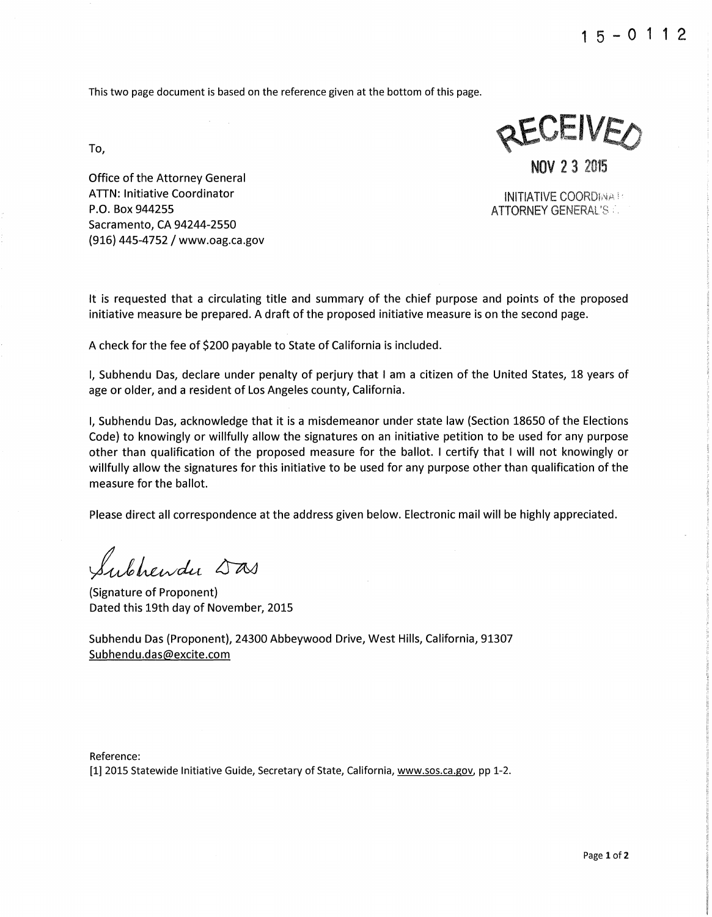15-0112

This two page document is based on the reference given at the bottom of this page.

To,

Office of the Attorney General
ATTN: Initiative Coordinator
P.O. Box 944255
Sacramento, CA 94244-2550
(916) 445-4752 / www.oag.ca.gov

RECEIVED

NOV 23 2015

INITIATIVE COORDINATOR
ATTORNEY GENERAL'S OFFICE

It is requested that a circulating title and summary of the chief purpose and points of the proposed initiative measure be prepared. A draft of the proposed initiative measure is on the second page.

A check for the fee of $200 payable to State of California is included.

I, Subhendu Das, declare under penalty of perjury that I am a citizen of the United States, 18 years of age or older, and a resident of Los Angeles county, California.

I, Subhendu Das, acknowledge that it is a misdemeanor under state law (Section 18650 of the Elections Code) to knowingly or willfully allow the signatures on an initiative petition to be used for any purpose other than qualification of the proposed measure for the ballot. I certify that I will not knowingly or willfully allow the signatures for this initiative to be used for any purpose other than qualification of the measure for the ballot.

Please direct all correspondence at the address given below. Electronic mail will be highly appreciated.

Subhendu Das

(Signature of Proponent)
Dated this 19th day of November, 2015

Subhendu Das (Proponent), 24300 Abbeywood Drive, West Hills, California, 91307
Subhendu.das@excite.com

Reference:
[1] 2015 Statewide Initiative Guide, Secretary of State, California, www.sos.ca.gov, pp 1-2.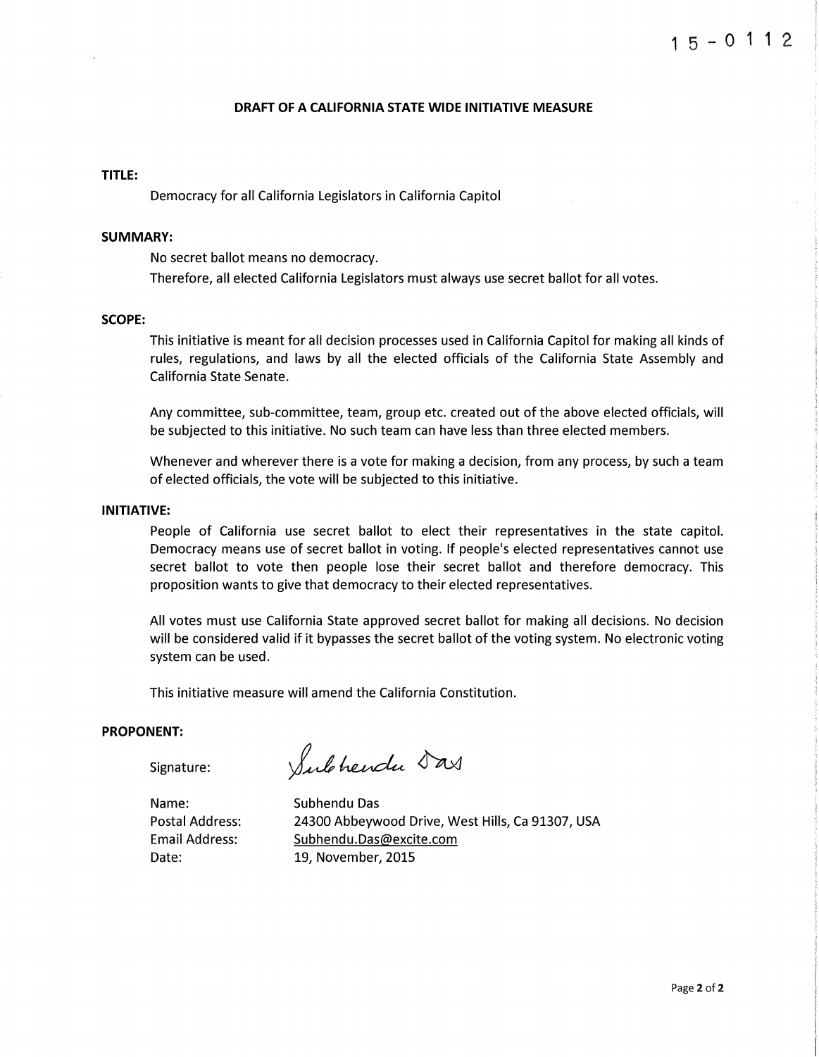15-0112

**DRAFT OF A CALIFORNIA STATE WIDE INITIATIVE MEASURE**

**TITLE:**

Democracy for all California Legislators in California Capitol

**SUMMARY:**

No secret ballot means no democracy.
Therefore, all elected California Legislators must always use secret ballot for all votes.

**SCOPE:**

This initiative is meant for all decision processes used in California Capitol for making all kinds of rules, regulations, and laws by all the elected officials of the California State Assembly and California State Senate.

Any committee, sub-committee, team, group etc. created out of the above elected officials, will be subjected to this initiative. No such team can have less than three elected members.

Whenever and wherever there is a vote for making a decision, from any process, by such a team of elected officials, the vote will be subjected to this initiative.

**INITIATIVE:**

People of California use secret ballot to elect their representatives in the state capitol. Democracy means use of secret ballot in voting. If people's elected representatives cannot use secret ballot to vote then people lose their secret ballot and therefore democracy. This proposition wants to give that democracy to their elected representatives.

All votes must use California State approved secret ballot for making all decisions. No decision will be considered valid if it bypasses the secret ballot of the voting system. No electronic voting system can be used.

This initiative measure will amend the California Constitution.

**PROPONENT:**

Signature: Subhendu Das

Name: Subhendu Das
Postal Address: 24300 Abbeywood Drive, West Hills, Ca 91307, USA
Email Address: Subhendu.Das@excite.com
Date: 19, November, 2015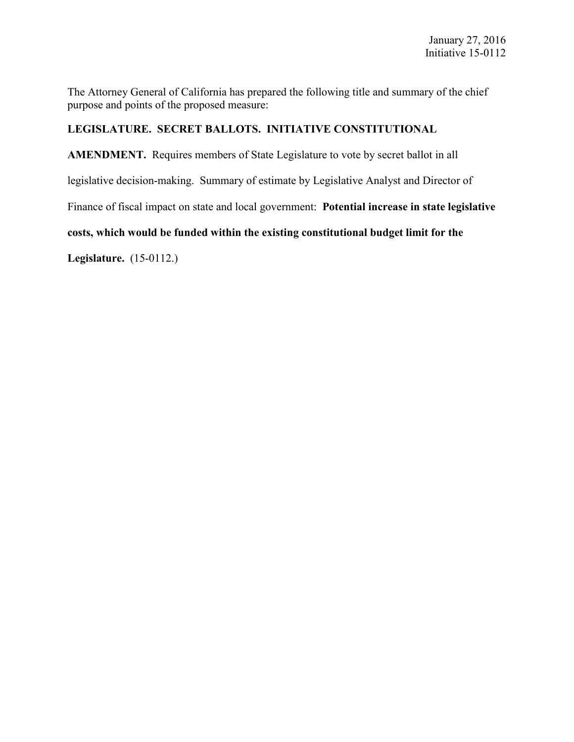January 27, 2016
Initiative 15-0112

The Attorney General of California has prepared the following title and summary of the chief purpose and points of the proposed measure:

**LEGISLATURE. SECRET BALLOTS. INITIATIVE CONSTITUTIONAL AMENDMENT.** Requires members of State Legislature to vote by secret ballot in all legislative decision-making. Summary of estimate by Legislative Analyst and Director of Finance of fiscal impact on state and local government: **Potential increase in state legislative costs, which would be funded within the existing constitutional budget limit for the Legislature.** (15-0112.)